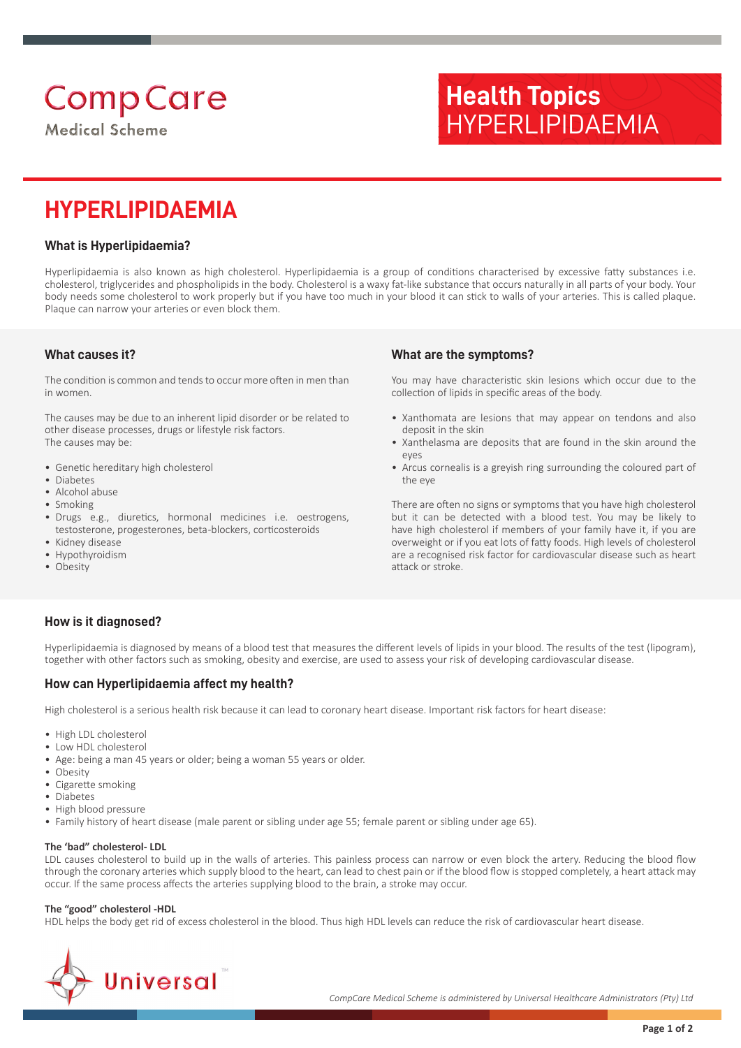CompCare Medical Scheme

**Health Topics**
HYPERLIPIDAEMIA

# HYPERLIPIDAEMIA

### What is Hyperlipidaemia?

Hyperlipidaemia is also known as high cholesterol. Hyperlipidaemia is a group of conditions characterised by excessive fatty substances i.e. cholesterol, triglycerides and phospholipids in the body. Cholesterol is a waxy fat-like substance that occurs naturally in all parts of your body. Your body needs some cholesterol to work properly but if you have too much in your blood it can stick to walls of your arteries. This is called plaque. Plaque can narrow your arteries or even block them.

### What causes it?

The condition is common and tends to occur more often in men than in women.

The causes may be due to an inherent lipid disorder or be related to other disease processes, drugs or lifestyle risk factors.
The causes may be:

- Genetic hereditary high cholesterol
- Diabetes
- Alcohol abuse
- Smoking
- Drugs e.g., diuretics, hormonal medicines i.e. oestrogens, testosterone, progesterones, beta-blockers, corticosteroids
- Kidney disease
- Hypothyroidism
- Obesity

### What are the symptoms?

You may have characteristic skin lesions which occur due to the collection of lipids in specific areas of the body.

- Xanthomata are lesions that may appear on tendons and also deposit in the skin
- Xanthelasma are deposits that are found in the skin around the eyes
- Arcus cornealis is a greyish ring surrounding the coloured part of the eye

There are often no signs or symptoms that you have high cholesterol but it can be detected with a blood test. You may be likely to have high cholesterol if members of your family have it, if you are overweight or if you eat lots of fatty foods. High levels of cholesterol are a recognised risk factor for cardiovascular disease such as heart attack or stroke.

### How is it diagnosed?

Hyperlipidaemia is diagnosed by means of a blood test that measures the different levels of lipids in your blood. The results of the test (lipogram), together with other factors such as smoking, obesity and exercise, are used to assess your risk of developing cardiovascular disease.

### How can Hyperlipidaemia affect my health?

High cholesterol is a serious health risk because it can lead to coronary heart disease. Important risk factors for heart disease:

- High LDL cholesterol
- Low HDL cholesterol
- Age: being a man 45 years or older; being a woman 55 years or older.
- Obesity
- Cigarette smoking
- Diabetes
- High blood pressure
- Family history of heart disease (male parent or sibling under age 55; female parent or sibling under age 65).

**The 'bad" cholesterol- LDL**
LDL causes cholesterol to build up in the walls of arteries. This painless process can narrow or even block the artery. Reducing the blood flow through the coronary arteries which supply blood to the heart, can lead to chest pain or if the blood flow is stopped completely, a heart attack may occur. If the same process affects the arteries supplying blood to the brain, a stroke may occur.

**The "good" cholesterol -HDL**
HDL helps the body get rid of excess cholesterol in the blood. Thus high HDL levels can reduce the risk of cardiovascular heart disease.

Universal™

*CompCare Medical Scheme is administered by Universal Healthcare Administrators (Pty) Ltd*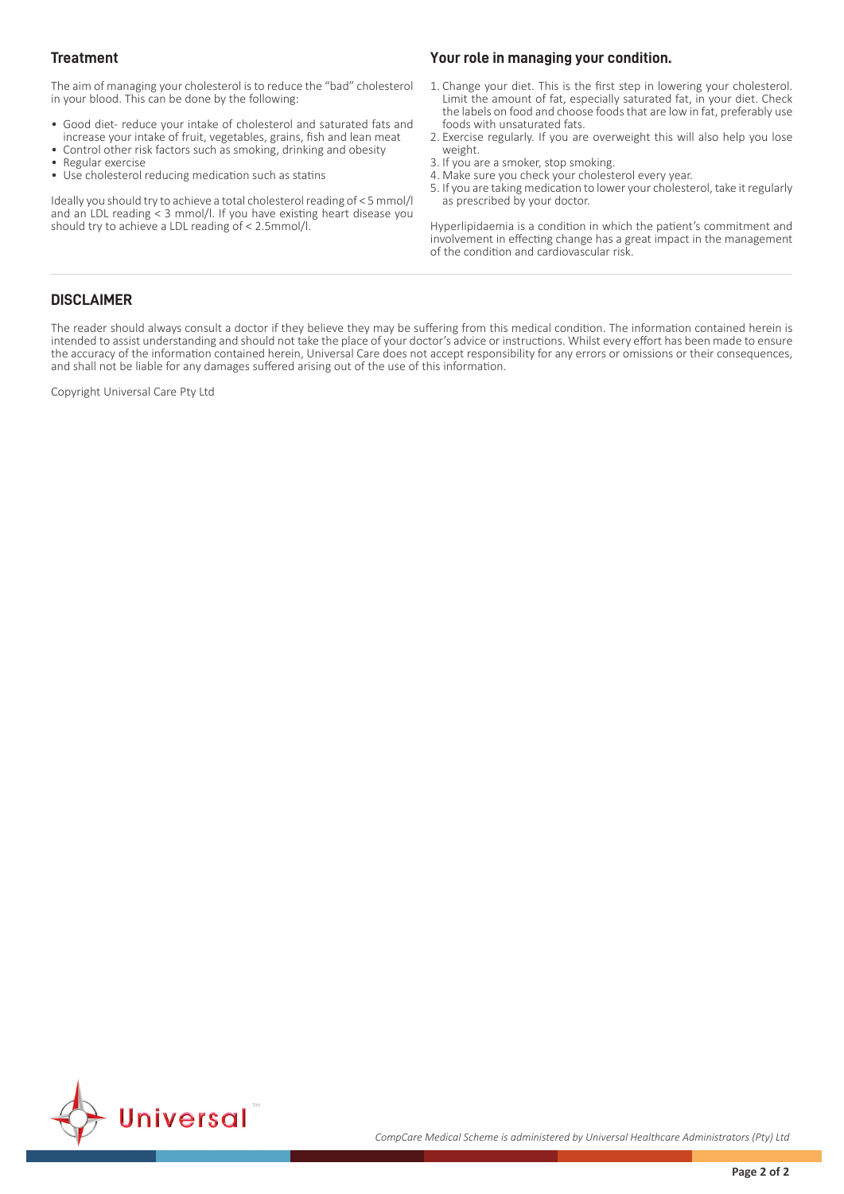## Treatment

The aim of managing your cholesterol is to reduce the "bad" cholesterol in your blood. This can be done by the following:

- Good diet- reduce your intake of cholesterol and saturated fats and increase your intake of fruit, vegetables, grains, fish and lean meat
- Control other risk factors such as smoking, drinking and obesity
- Regular exercise
- Use cholesterol reducing medication such as statins

Ideally you should try to achieve a total cholesterol reading of < 5 mmol/l and an LDL reading < 3 mmol/l. If you have existing heart disease you should try to achieve a LDL reading of < 2.5mmol/l.

## Your role in managing your condition.

1. Change your diet. This is the first step in lowering your cholesterol. Limit the amount of fat, especially saturated fat, in your diet. Check the labels on food and choose foods that are low in fat, preferably use foods with unsaturated fats.
2. Exercise regularly. If you are overweight this will also help you lose weight.
3. If you are a smoker, stop smoking.
4. Make sure you check your cholesterol every year.
5. If you are taking medication to lower your cholesterol, take it regularly as prescribed by your doctor.

Hyperlipidaemia is a condition in which the patient's commitment and involvement in effecting change has a great impact in the management of the condition and cardiovascular risk.

## DISCLAIMER

The reader should always consult a doctor if they believe they may be suffering from this medical condition. The information contained herein is intended to assist understanding and should not take the place of your doctor's advice or instructions. Whilst every effort has been made to ensure the accuracy of the information contained herein, Universal Care does not accept responsibility for any errors or omissions or their consequences, and shall not be liable for any damages suffered arising out of the use of this information.

Copyright Universal Care Pty Ltd

Universal™

*CompCare Medical Scheme is administered by Universal Healthcare Administrators (Pty) Ltd*